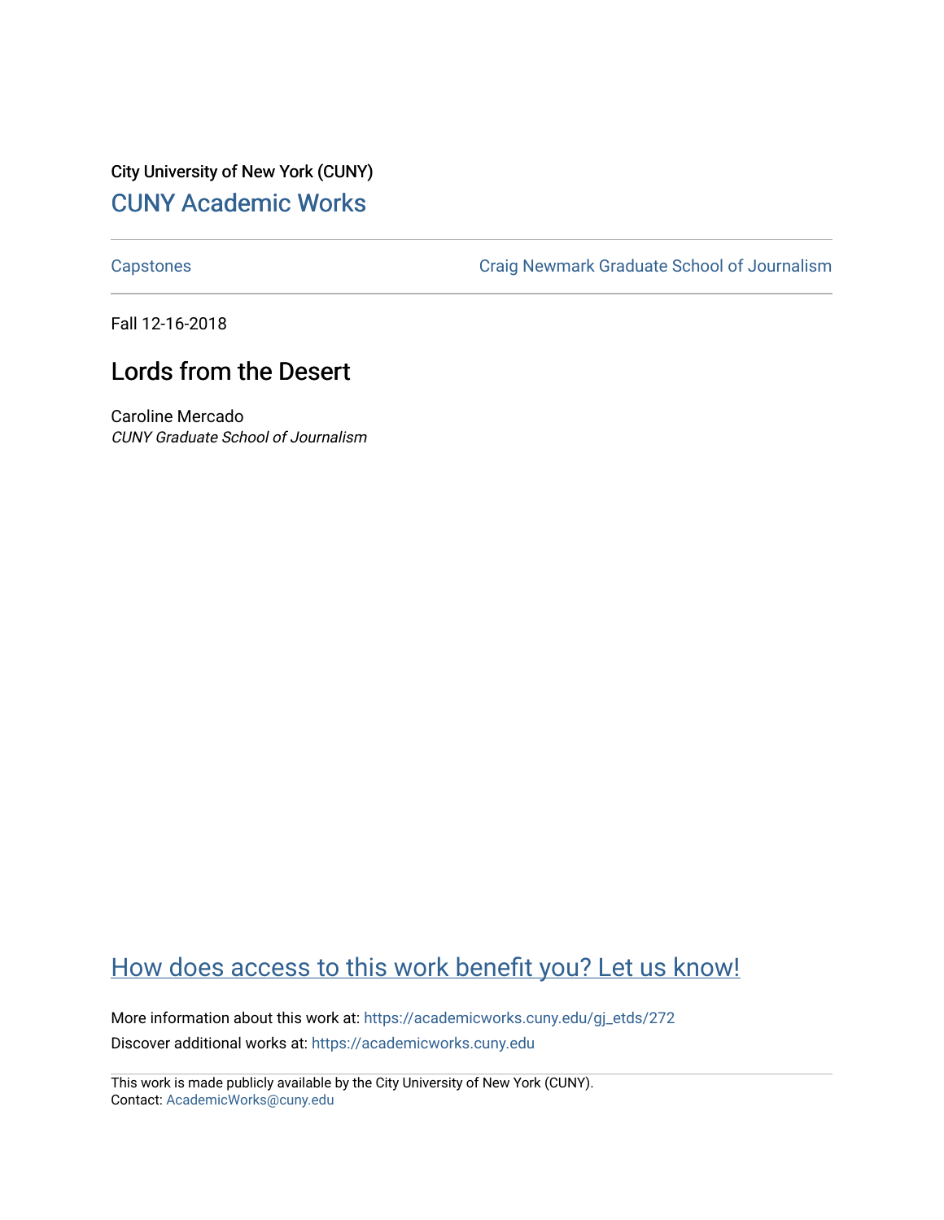City University of New York (CUNY)

[CUNY Academic Works](https://academicworks.cuny.edu)

---

[Capstones](https://academicworks.cuny.edu/gj_etds) | [Craig Newmark Graduate School of Journalism](https://academicworks.cuny.edu/gj)

---

Fall 12-16-2018

# Lords from the Desert

Caroline Mercado
*CUNY Graduate School of Journalism*

## How does access to this work benefit you? Let us know!

More information about this work at: https://academicworks.cuny.edu/gj_etds/272
Discover additional works at: https://academicworks.cuny.edu

---

This work is made publicly available by the City University of New York (CUNY).
Contact: AcademicWorks@cuny.edu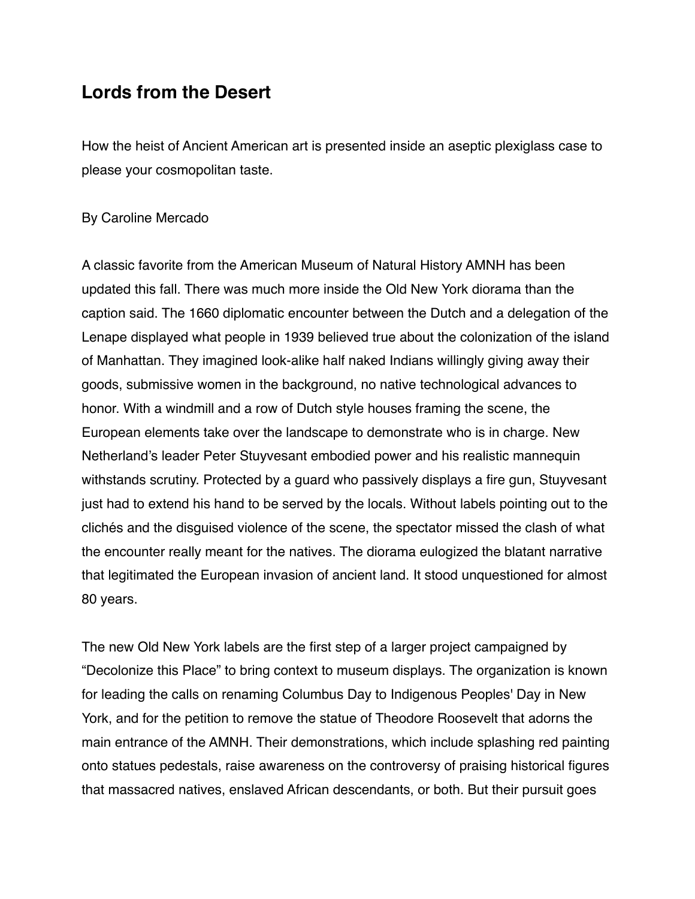## Lords from the Desert

How the heist of Ancient American art is presented inside an aseptic plexiglass case to please your cosmopolitan taste.

By Caroline Mercado

A classic favorite from the American Museum of Natural History AMNH has been updated this fall. There was much more inside the Old New York diorama than the caption said. The 1660 diplomatic encounter between the Dutch and a delegation of the Lenape displayed what people in 1939 believed true about the colonization of the island of Manhattan. They imagined look-alike half naked Indians willingly giving away their goods, submissive women in the background, no native technological advances to honor. With a windmill and a row of Dutch style houses framing the scene, the European elements take over the landscape to demonstrate who is in charge. New Netherland's leader Peter Stuyvesant embodied power and his realistic mannequin withstands scrutiny. Protected by a guard who passively displays a fire gun, Stuyvesant just had to extend his hand to be served by the locals. Without labels pointing out to the clichés and the disguised violence of the scene, the spectator missed the clash of what the encounter really meant for the natives. The diorama eulogized the blatant narrative that legitimated the European invasion of ancient land. It stood unquestioned for almost 80 years.

The new Old New York labels are the first step of a larger project campaigned by "Decolonize this Place" to bring context to museum displays. The organization is known for leading the calls on renaming Columbus Day to Indigenous Peoples' Day in New York, and for the petition to remove the statue of Theodore Roosevelt that adorns the main entrance of the AMNH. Their demonstrations, which include splashing red painting onto statues pedestals, raise awareness on the controversy of praising historical figures that massacred natives, enslaved African descendants, or both. But their pursuit goes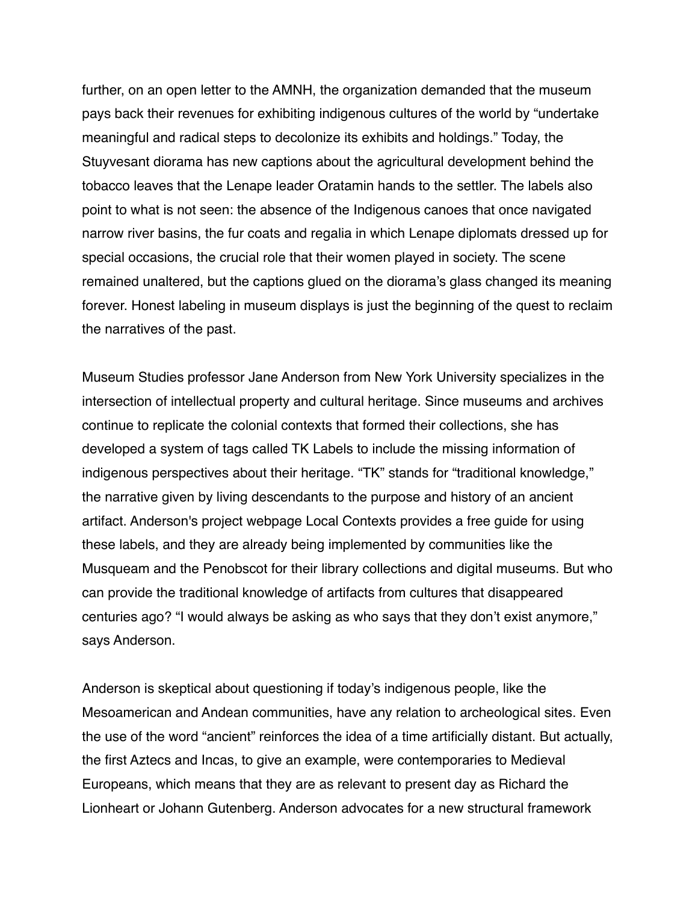further, on an open letter to the AMNH, the organization demanded that the museum pays back their revenues for exhibiting indigenous cultures of the world by "undertake meaningful and radical steps to decolonize its exhibits and holdings." Today, the Stuyvesant diorama has new captions about the agricultural development behind the tobacco leaves that the Lenape leader Oratamin hands to the settler. The labels also point to what is not seen: the absence of the Indigenous canoes that once navigated narrow river basins, the fur coats and regalia in which Lenape diplomats dressed up for special occasions, the crucial role that their women played in society. The scene remained unaltered, but the captions glued on the diorama's glass changed its meaning forever. Honest labeling in museum displays is just the beginning of the quest to reclaim the narratives of the past.

Museum Studies professor Jane Anderson from New York University specializes in the intersection of intellectual property and cultural heritage. Since museums and archives continue to replicate the colonial contexts that formed their collections, she has developed a system of tags called TK Labels to include the missing information of indigenous perspectives about their heritage. "TK" stands for "traditional knowledge," the narrative given by living descendants to the purpose and history of an ancient artifact. Anderson's project webpage Local Contexts provides a free guide for using these labels, and they are already being implemented by communities like the Musqueam and the Penobscot for their library collections and digital museums. But who can provide the traditional knowledge of artifacts from cultures that disappeared centuries ago? "I would always be asking as who says that they don't exist anymore," says Anderson.

Anderson is skeptical about questioning if today's indigenous people, like the Mesoamerican and Andean communities, have any relation to archeological sites. Even the use of the word "ancient" reinforces the idea of a time artificially distant. But actually, the first Aztecs and Incas, to give an example, were contemporaries to Medieval Europeans, which means that they are as relevant to present day as Richard the Lionheart or Johann Gutenberg. Anderson advocates for a new structural framework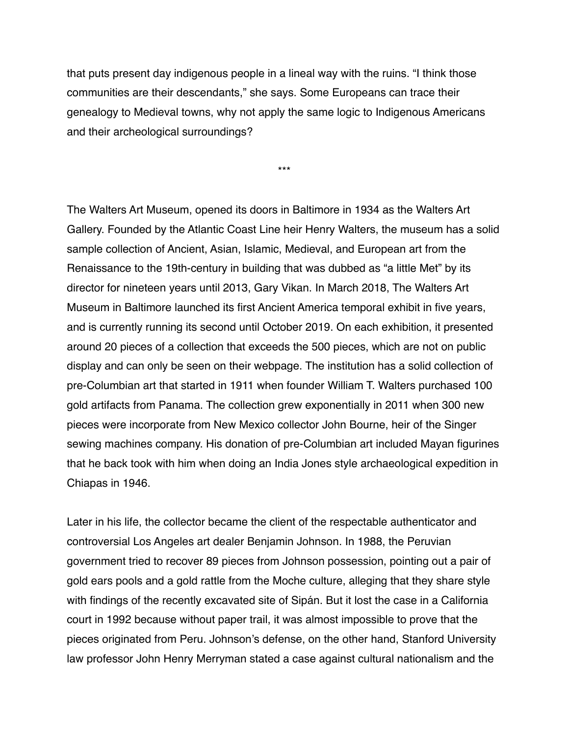that puts present day indigenous people in a lineal way with the ruins. “I think those communities are their descendants,” she says. Some Europeans can trace their genealogy to Medieval towns, why not apply the same logic to Indigenous Americans and their archeological surroundings?

***

The Walters Art Museum, opened its doors in Baltimore in 1934 as the Walters Art Gallery. Founded by the Atlantic Coast Line heir Henry Walters, the museum has a solid sample collection of Ancient, Asian, Islamic, Medieval, and European art from the Renaissance to the 19th-century in building that was dubbed as “a little Met” by its director for nineteen years until 2013, Gary Vikan. In March 2018, The Walters Art Museum in Baltimore launched its first Ancient America temporal exhibit in five years, and is currently running its second until October 2019. On each exhibition, it presented around 20 pieces of a collection that exceeds the 500 pieces, which are not on public display and can only be seen on their webpage. The institution has a solid collection of pre-Columbian art that started in 1911 when founder William T. Walters purchased 100 gold artifacts from Panama. The collection grew exponentially in 2011 when 300 new pieces were incorporate from New Mexico collector John Bourne, heir of the Singer sewing machines company. His donation of pre-Columbian art included Mayan figurines that he back took with him when doing an India Jones style archaeological expedition in Chiapas in 1946.

Later in his life, the collector became the client of the respectable authenticator and controversial Los Angeles art dealer Benjamin Johnson. In 1988, the Peruvian government tried to recover 89 pieces from Johnson possession, pointing out a pair of gold ears pools and a gold rattle from the Moche culture, alleging that they share style with findings of the recently excavated site of Sipán. But it lost the case in a California court in 1992 because without paper trail, it was almost impossible to prove that the pieces originated from Peru. Johnson’s defense, on the other hand, Stanford University law professor John Henry Merryman stated a case against cultural nationalism and the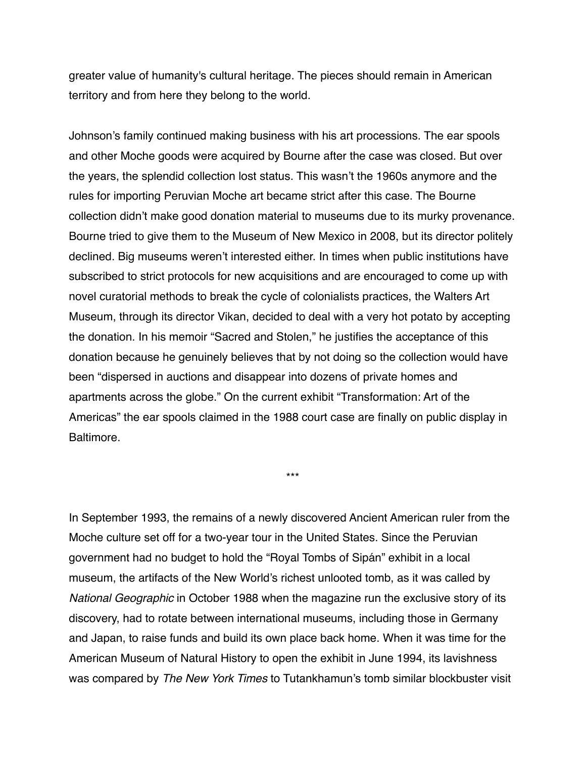greater value of humanity's cultural heritage. The pieces should remain in American territory and from here they belong to the world.

Johnson's family continued making business with his art processions. The ear spools and other Moche goods were acquired by Bourne after the case was closed. But over the years, the splendid collection lost status. This wasn't the 1960s anymore and the rules for importing Peruvian Moche art became strict after this case. The Bourne collection didn't make good donation material to museums due to its murky provenance. Bourne tried to give them to the Museum of New Mexico in 2008, but its director politely declined. Big museums weren't interested either. In times when public institutions have subscribed to strict protocols for new acquisitions and are encouraged to come up with novel curatorial methods to break the cycle of colonialists practices, the Walters Art Museum, through its director Vikan, decided to deal with a very hot potato by accepting the donation. In his memoir "Sacred and Stolen," he justifies the acceptance of this donation because he genuinely believes that by not doing so the collection would have been "dispersed in auctions and disappear into dozens of private homes and apartments across the globe." On the current exhibit "Transformation: Art of the Americas" the ear spools claimed in the 1988 court case are finally on public display in Baltimore.

***

In September 1993, the remains of a newly discovered Ancient American ruler from the Moche culture set off for a two-year tour in the United States. Since the Peruvian government had no budget to hold the "Royal Tombs of Sipán" exhibit in a local museum, the artifacts of the New World's richest unlooted tomb, as it was called by *National Geographic* in October 1988 when the magazine run the exclusive story of its discovery, had to rotate between international museums, including those in Germany and Japan, to raise funds and build its own place back home. When it was time for the American Museum of Natural History to open the exhibit in June 1994, its lavishness was compared by *The New York Times* to Tutankhamun's tomb similar blockbuster visit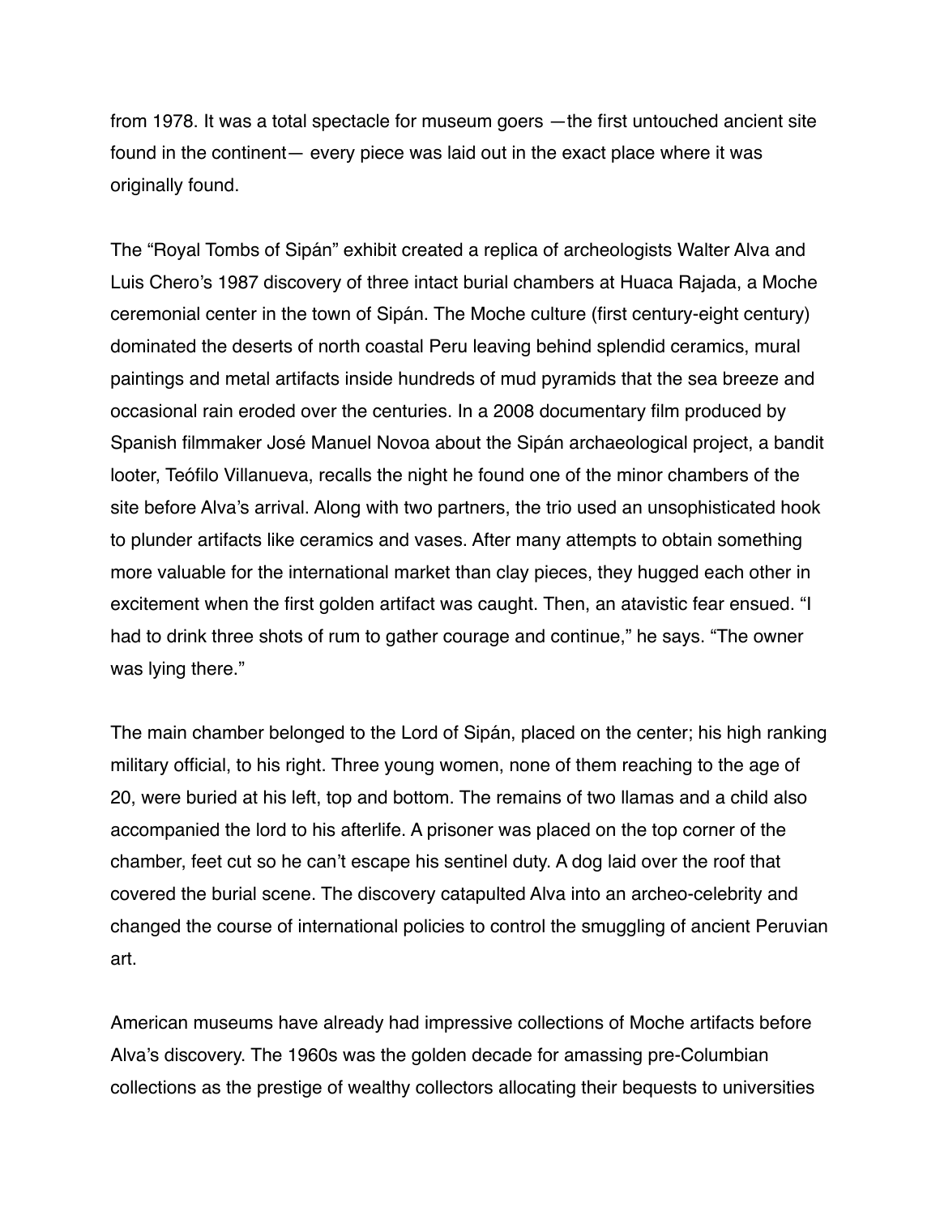from 1978. It was a total spectacle for museum goers —the first untouched ancient site found in the continent— every piece was laid out in the exact place where it was originally found.

The "Royal Tombs of Sipán" exhibit created a replica of archeologists Walter Alva and Luis Chero's 1987 discovery of three intact burial chambers at Huaca Rajada, a Moche ceremonial center in the town of Sipán. The Moche culture (first century-eight century) dominated the deserts of north coastal Peru leaving behind splendid ceramics, mural paintings and metal artifacts inside hundreds of mud pyramids that the sea breeze and occasional rain eroded over the centuries. In a 2008 documentary film produced by Spanish filmmaker José Manuel Novoa about the Sipán archaeological project, a bandit looter, Teófilo Villanueva, recalls the night he found one of the minor chambers of the site before Alva's arrival. Along with two partners, the trio used an unsophisticated hook to plunder artifacts like ceramics and vases. After many attempts to obtain something more valuable for the international market than clay pieces, they hugged each other in excitement when the first golden artifact was caught. Then, an atavistic fear ensued. "I had to drink three shots of rum to gather courage and continue," he says. "The owner was lying there."

The main chamber belonged to the Lord of Sipán, placed on the center; his high ranking military official, to his right. Three young women, none of them reaching to the age of 20, were buried at his left, top and bottom. The remains of two llamas and a child also accompanied the lord to his afterlife. A prisoner was placed on the top corner of the chamber, feet cut so he can't escape his sentinel duty. A dog laid over the roof that covered the burial scene. The discovery catapulted Alva into an archeo-celebrity and changed the course of international policies to control the smuggling of ancient Peruvian art.

American museums have already had impressive collections of Moche artifacts before Alva's discovery. The 1960s was the golden decade for amassing pre-Columbian collections as the prestige of wealthy collectors allocating their bequests to universities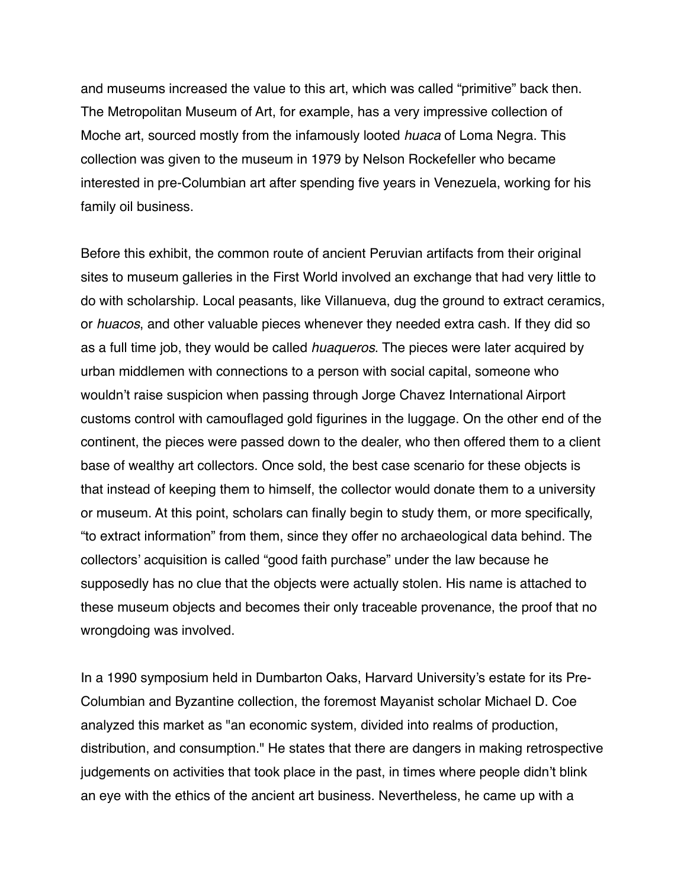and museums increased the value to this art, which was called “primitive” back then. The Metropolitan Museum of Art, for example, has a very impressive collection of Moche art, sourced mostly from the infamously looted *huaca* of Loma Negra. This collection was given to the museum in 1979 by Nelson Rockefeller who became interested in pre-Columbian art after spending five years in Venezuela, working for his family oil business.

Before this exhibit, the common route of ancient Peruvian artifacts from their original sites to museum galleries in the First World involved an exchange that had very little to do with scholarship. Local peasants, like Villanueva, dug the ground to extract ceramics, or *huacos*, and other valuable pieces whenever they needed extra cash. If they did so as a full time job, they would be called *huaqueros*. The pieces were later acquired by urban middlemen with connections to a person with social capital, someone who wouldn’t raise suspicion when passing through Jorge Chavez International Airport customs control with camouflaged gold figurines in the luggage. On the other end of the continent, the pieces were passed down to the dealer, who then offered them to a client base of wealthy art collectors. Once sold, the best case scenario for these objects is that instead of keeping them to himself, the collector would donate them to a university or museum. At this point, scholars can finally begin to study them, or more specifically, “to extract information” from them, since they offer no archaeological data behind. The collectors’ acquisition is called “good faith purchase” under the law because he supposedly has no clue that the objects were actually stolen. His name is attached to these museum objects and becomes their only traceable provenance, the proof that no wrongdoing was involved.

In a 1990 symposium held in Dumbarton Oaks, Harvard University’s estate for its Pre-Columbian and Byzantine collection, the foremost Mayanist scholar Michael D. Coe analyzed this market as "an economic system, divided into realms of production, distribution, and consumption." He states that there are dangers in making retrospective judgements on activities that took place in the past, in times where people didn’t blink an eye with the ethics of the ancient art business. Nevertheless, he came up with a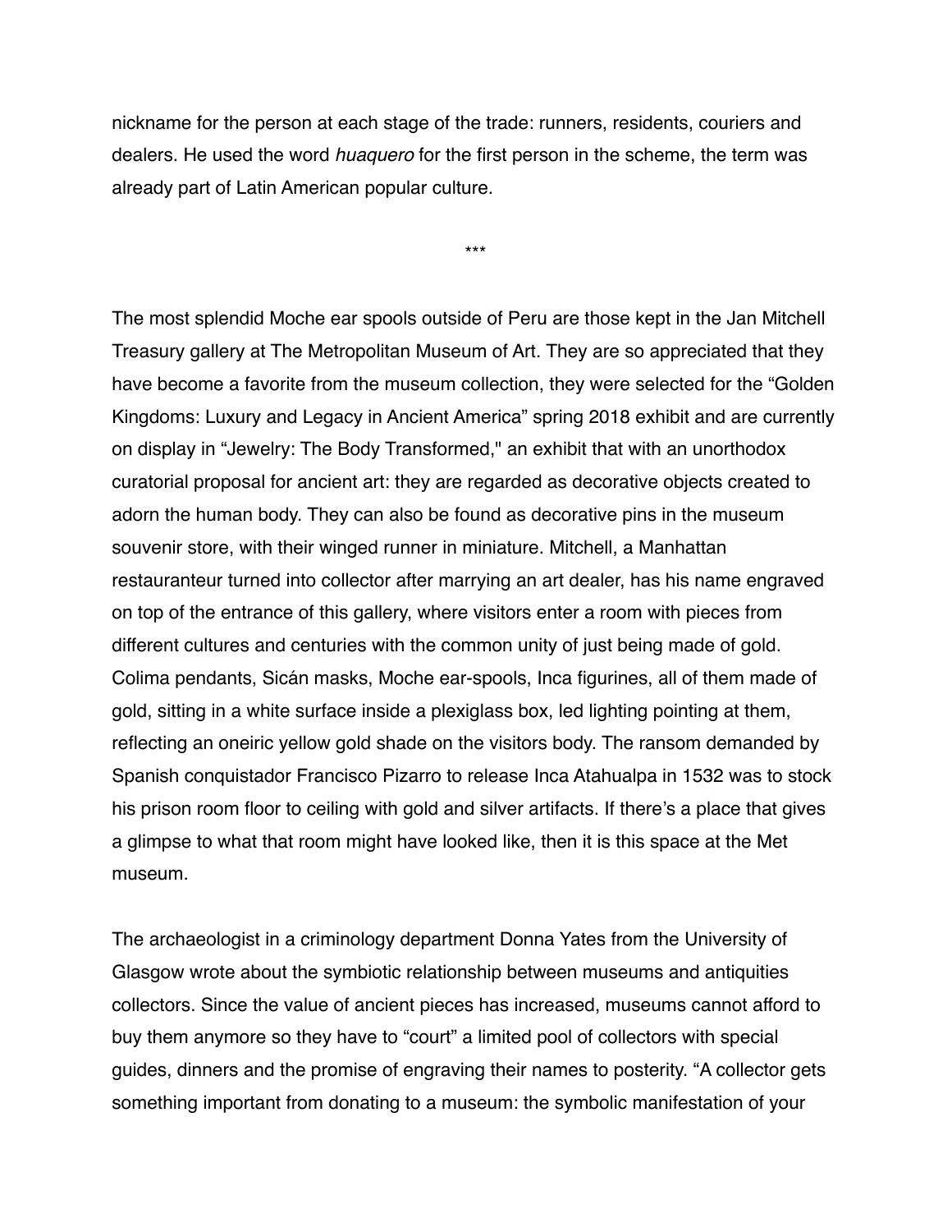nickname for the person at each stage of the trade: runners, residents, couriers and dealers. He used the word *huaquero* for the first person in the scheme, the term was already part of Latin American popular culture.

***

The most splendid Moche ear spools outside of Peru are those kept in the Jan Mitchell Treasury gallery at The Metropolitan Museum of Art. They are so appreciated that they have become a favorite from the museum collection, they were selected for the "Golden Kingdoms: Luxury and Legacy in Ancient America" spring 2018 exhibit and are currently on display in "Jewelry: The Body Transformed," an exhibit that with an unorthodox curatorial proposal for ancient art: they are regarded as decorative objects created to adorn the human body. They can also be found as decorative pins in the museum souvenir store, with their winged runner in miniature. Mitchell, a Manhattan restauranteur turned into collector after marrying an art dealer, has his name engraved on top of the entrance of this gallery, where visitors enter a room with pieces from different cultures and centuries with the common unity of just being made of gold. Colima pendants, Sicán masks, Moche ear-spools, Inca figurines, all of them made of gold, sitting in a white surface inside a plexiglass box, led lighting pointing at them, reflecting an oneiric yellow gold shade on the visitors body. The ransom demanded by Spanish conquistador Francisco Pizarro to release Inca Atahualpa in 1532 was to stock his prison room floor to ceiling with gold and silver artifacts. If there's a place that gives a glimpse to what that room might have looked like, then it is this space at the Met museum.

The archaeologist in a criminology department Donna Yates from the University of Glasgow wrote about the symbiotic relationship between museums and antiquities collectors. Since the value of ancient pieces has increased, museums cannot afford to buy them anymore so they have to "court" a limited pool of collectors with special guides, dinners and the promise of engraving their names to posterity. "A collector gets something important from donating to a museum: the symbolic manifestation of your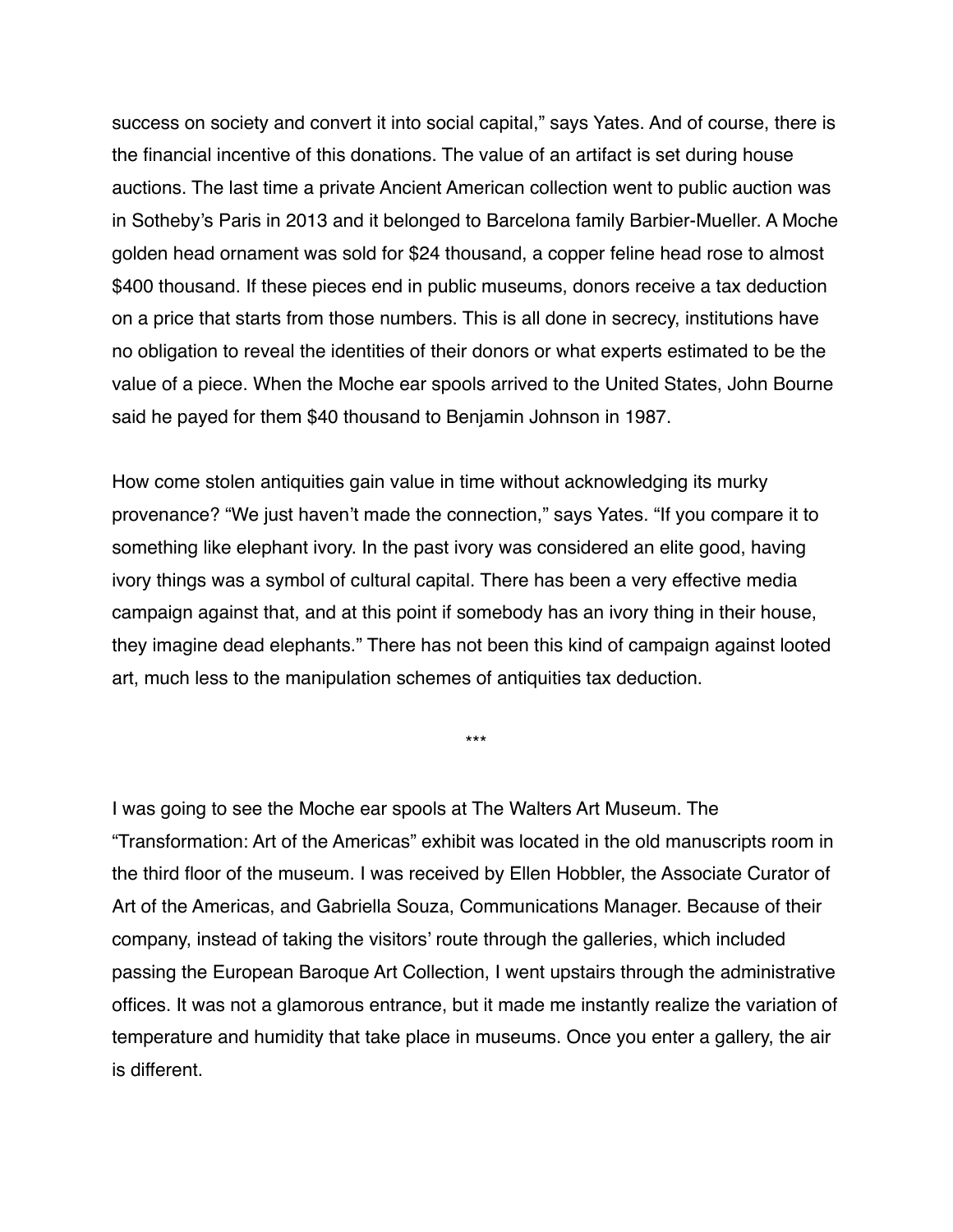success on society and convert it into social capital," says Yates. And of course, there is the financial incentive of this donations. The value of an artifact is set during house auctions. The last time a private Ancient American collection went to public auction was in Sotheby's Paris in 2013 and it belonged to Barcelona family Barbier-Mueller. A Moche golden head ornament was sold for $24 thousand, a copper feline head rose to almost $400 thousand. If these pieces end in public museums, donors receive a tax deduction on a price that starts from those numbers. This is all done in secrecy, institutions have no obligation to reveal the identities of their donors or what experts estimated to be the value of a piece. When the Moche ear spools arrived to the United States, John Bourne said he payed for them $40 thousand to Benjamin Johnson in 1987.

How come stolen antiquities gain value in time without acknowledging its murky provenance? "We just haven't made the connection," says Yates. "If you compare it to something like elephant ivory. In the past ivory was considered an elite good, having ivory things was a symbol of cultural capital. There has been a very effective media campaign against that, and at this point if somebody has an ivory thing in their house, they imagine dead elephants." There has not been this kind of campaign against looted art, much less to the manipulation schemes of antiquities tax deduction.

***

I was going to see the Moche ear spools at The Walters Art Museum. The "Transformation: Art of the Americas" exhibit was located in the old manuscripts room in the third floor of the museum. I was received by Ellen Hobbler, the Associate Curator of Art of the Americas, and Gabriella Souza, Communications Manager. Because of their company, instead of taking the visitors' route through the galleries, which included passing the European Baroque Art Collection, I went upstairs through the administrative offices. It was not a glamorous entrance, but it made me instantly realize the variation of temperature and humidity that take place in museums. Once you enter a gallery, the air is different.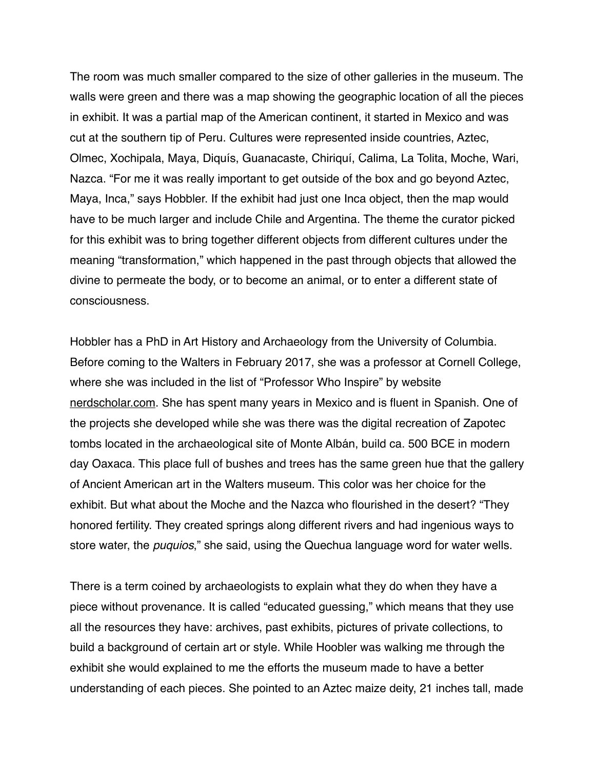The room was much smaller compared to the size of other galleries in the museum. The walls were green and there was a map showing the geographic location of all the pieces in exhibit. It was a partial map of the American continent, it started in Mexico and was cut at the southern tip of Peru. Cultures were represented inside countries, Aztec, Olmec, Xochipala, Maya, Diquís, Guanacaste, Chiriquí, Calima, La Tolita, Moche, Wari, Nazca. "For me it was really important to get outside of the box and go beyond Aztec, Maya, Inca," says Hobbler. If the exhibit had just one Inca object, then the map would have to be much larger and include Chile and Argentina. The theme the curator picked for this exhibit was to bring together different objects from different cultures under the meaning "transformation," which happened in the past through objects that allowed the divine to permeate the body, or to become an animal, or to enter a different state of consciousness.

Hobbler has a PhD in Art History and Archaeology from the University of Columbia. Before coming to the Walters in February 2017, she was a professor at Cornell College, where she was included in the list of "Professor Who Inspire" by website nerdscholar.com. She has spent many years in Mexico and is fluent in Spanish. One of the projects she developed while she was there was the digital recreation of Zapotec tombs located in the archaeological site of Monte Albán, build ca. 500 BCE in modern day Oaxaca. This place full of bushes and trees has the same green hue that the gallery of Ancient American art in the Walters museum. This color was her choice for the exhibit. But what about the Moche and the Nazca who flourished in the desert? "They honored fertility. They created springs along different rivers and had ingenious ways to store water, the *puquios*," she said, using the Quechua language word for water wells.

There is a term coined by archaeologists to explain what they do when they have a piece without provenance. It is called "educated guessing," which means that they use all the resources they have: archives, past exhibits, pictures of private collections, to build a background of certain art or style. While Hoobler was walking me through the exhibit she would explained to me the efforts the museum made to have a better understanding of each pieces. She pointed to an Aztec maize deity, 21 inches tall, made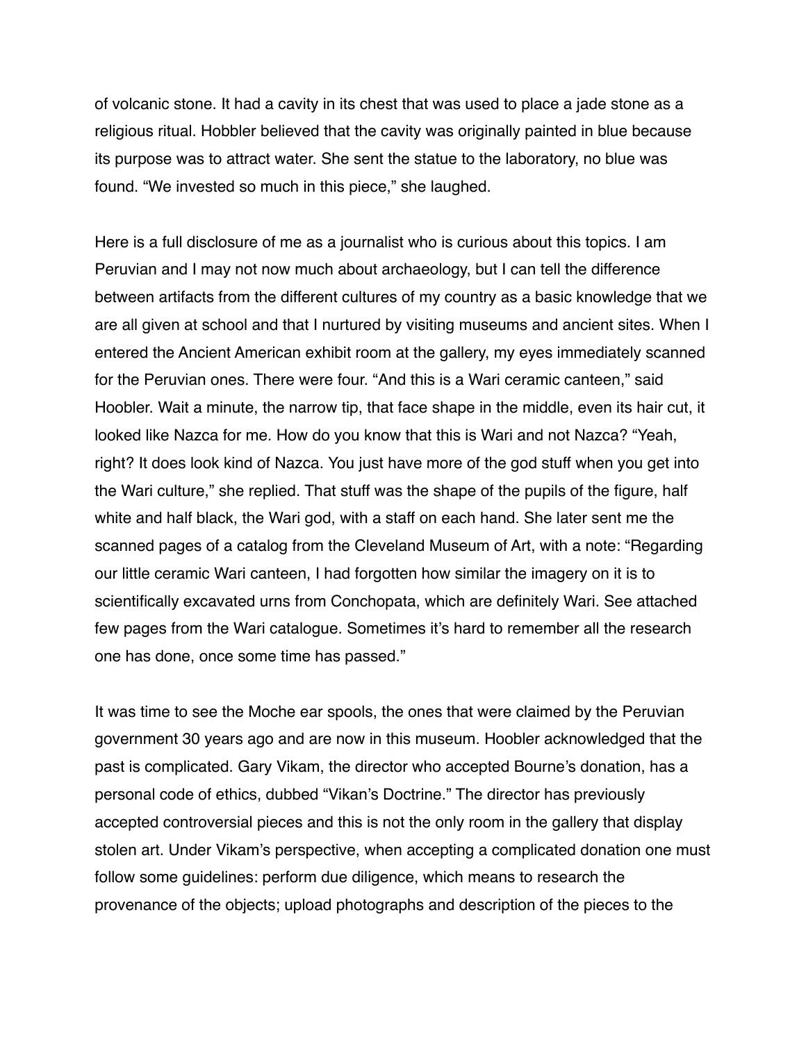of volcanic stone. It had a cavity in its chest that was used to place a jade stone as a religious ritual. Hobbler believed that the cavity was originally painted in blue because its purpose was to attract water. She sent the statue to the laboratory, no blue was found. "We invested so much in this piece," she laughed.

Here is a full disclosure of me as a journalist who is curious about this topics. I am Peruvian and I may not now much about archaeology, but I can tell the difference between artifacts from the different cultures of my country as a basic knowledge that we are all given at school and that I nurtured by visiting museums and ancient sites. When I entered the Ancient American exhibit room at the gallery, my eyes immediately scanned for the Peruvian ones. There were four. "And this is a Wari ceramic canteen," said Hoobler. Wait a minute, the narrow tip, that face shape in the middle, even its hair cut, it looked like Nazca for me. How do you know that this is Wari and not Nazca? "Yeah, right? It does look kind of Nazca. You just have more of the god stuff when you get into the Wari culture," she replied. That stuff was the shape of the pupils of the figure, half white and half black, the Wari god, with a staff on each hand. She later sent me the scanned pages of a catalog from the Cleveland Museum of Art, with a note: "Regarding our little ceramic Wari canteen, I had forgotten how similar the imagery on it is to scientifically excavated urns from Conchopata, which are definitely Wari. See attached few pages from the Wari catalogue. Sometimes it's hard to remember all the research one has done, once some time has passed."

It was time to see the Moche ear spools, the ones that were claimed by the Peruvian government 30 years ago and are now in this museum. Hoobler acknowledged that the past is complicated. Gary Vikam, the director who accepted Bourne's donation, has a personal code of ethics, dubbed "Vikan's Doctrine." The director has previously accepted controversial pieces and this is not the only room in the gallery that display stolen art. Under Vikam's perspective, when accepting a complicated donation one must follow some guidelines: perform due diligence, which means to research the provenance of the objects; upload photographs and description of the pieces to the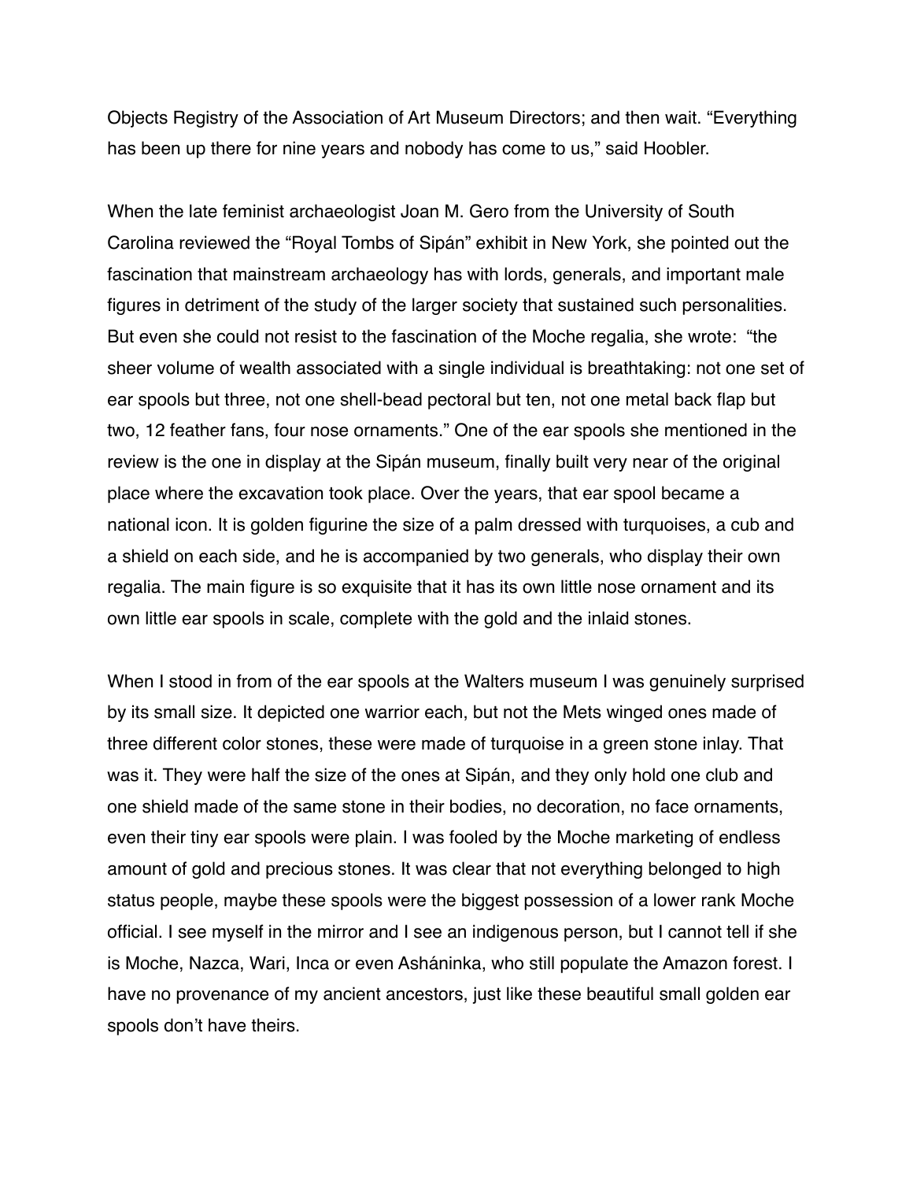Objects Registry of the Association of Art Museum Directors; and then wait. "Everything has been up there for nine years and nobody has come to us," said Hoobler.

When the late feminist archaeologist Joan M. Gero from the University of South Carolina reviewed the "Royal Tombs of Sipán" exhibit in New York, she pointed out the fascination that mainstream archaeology has with lords, generals, and important male figures in detriment of the study of the larger society that sustained such personalities. But even she could not resist to the fascination of the Moche regalia, she wrote: "the sheer volume of wealth associated with a single individual is breathtaking: not one set of ear spools but three, not one shell-bead pectoral but ten, not one metal back flap but two, 12 feather fans, four nose ornaments." One of the ear spools she mentioned in the review is the one in display at the Sipán museum, finally built very near of the original place where the excavation took place. Over the years, that ear spool became a national icon. It is golden figurine the size of a palm dressed with turquoises, a cub and a shield on each side, and he is accompanied by two generals, who display their own regalia. The main figure is so exquisite that it has its own little nose ornament and its own little ear spools in scale, complete with the gold and the inlaid stones.

When I stood in from of the ear spools at the Walters museum I was genuinely surprised by its small size. It depicted one warrior each, but not the Mets winged ones made of three different color stones, these were made of turquoise in a green stone inlay. That was it. They were half the size of the ones at Sipán, and they only hold one club and one shield made of the same stone in their bodies, no decoration, no face ornaments, even their tiny ear spools were plain. I was fooled by the Moche marketing of endless amount of gold and precious stones. It was clear that not everything belonged to high status people, maybe these spools were the biggest possession of a lower rank Moche official. I see myself in the mirror and I see an indigenous person, but I cannot tell if she is Moche, Nazca, Wari, Inca or even Asháninka, who still populate the Amazon forest. I have no provenance of my ancient ancestors, just like these beautiful small golden ear spools don't have theirs.